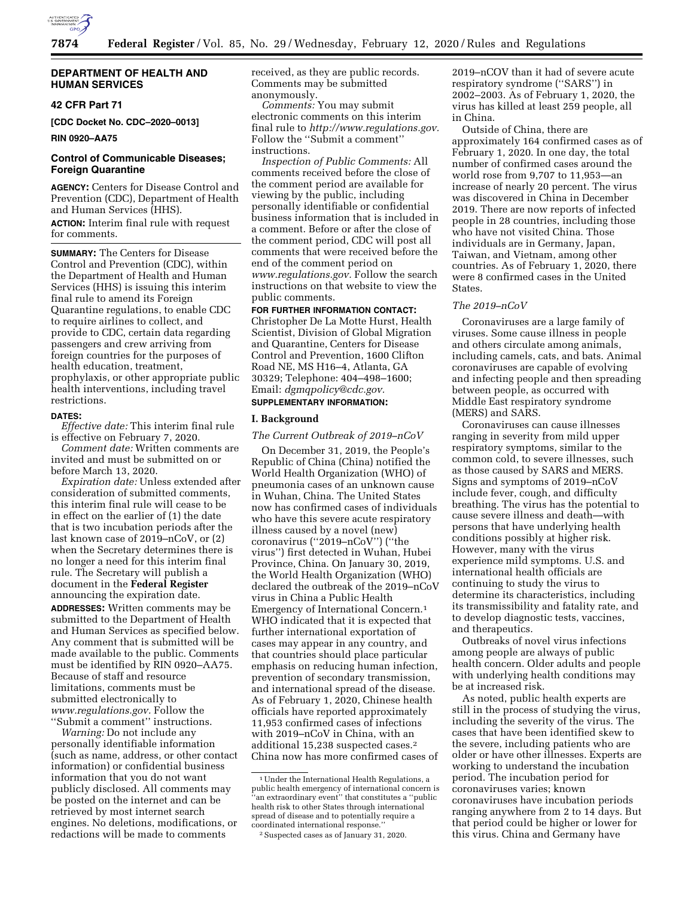**DEPARTMENT OF HEALTH AND HUMAN SERVICES**

**42 CFR Part 71**

**[CDC Docket No. CDC–2020–0013]**

**RIN 0920–AA75**

## Control of Communicable Diseases; Foreign Quarantine

**AGENCY:** Centers for Disease Control and Prevention (CDC), Department of Health and Human Services (HHS).

**ACTION:** Interim final rule with request for comments.

**SUMMARY:** The Centers for Disease Control and Prevention (CDC), within the Department of Health and Human Services (HHS) is issuing this interim final rule to amend its Foreign Quarantine regulations, to enable CDC to require airlines to collect, and provide to CDC, certain data regarding passengers and crew arriving from foreign countries for the purposes of health education, treatment, prophylaxis, or other appropriate public health interventions, including travel restrictions.

**DATES:**

*Effective date:* This interim final rule is effective on February 7, 2020.

*Comment date:* Written comments are invited and must be submitted on or before March 13, 2020.

*Expiration date:* Unless extended after consideration of submitted comments, this interim final rule will cease to be in effect on the earlier of (1) the date that is two incubation periods after the last known case of 2019–nCoV, or (2) when the Secretary determines there is no longer a need for this interim final rule. The Secretary will publish a document in the **Federal Register** announcing the expiration date.

**ADDRESSES:** Written comments may be submitted to the Department of Health and Human Services as specified below. Any comment that is submitted will be made available to the public. Comments must be identified by RIN 0920–AA75. Because of staff and resource limitations, comments must be submitted electronically to *www.regulations.gov.* Follow the ''Submit a comment'' instructions.

*Warning:* Do not include any personally identifiable information (such as name, address, or other contact information) or confidential business information that you do not want publicly disclosed. All comments may be posted on the internet and can be retrieved by most internet search engines. No deletions, modifications, or redactions will be made to comments received, as they are public records. Comments may be submitted anonymously.

*Comments:* You may submit electronic comments on this interim final rule to *http://www.regulations.gov.* Follow the ''Submit a comment'' instructions.

*Inspection of Public Comments:* All comments received before the close of the comment period are available for viewing by the public, including personally identifiable or confidential business information that is included in a comment. Before or after the close of the comment period, CDC will post all comments that were received before the end of the comment period on *www.regulations.gov.* Follow the search instructions on that website to view the public comments.

**FOR FURTHER INFORMATION CONTACT:** Christopher De La Motte Hurst, Health Scientist, Division of Global Migration and Quarantine, Centers for Disease Control and Prevention, 1600 Clifton Road NE, MS H16–4, Atlanta, GA 30329; Telephone: 404–498–1600; Email: *dgmqpolicy@cdc.gov.*

**SUPPLEMENTARY INFORMATION:**

### I. Background

*The Current Outbreak of 2019–nCoV*

On December 31, 2019, the People's Republic of China (China) notified the World Health Organization (WHO) of pneumonia cases of an unknown cause in Wuhan, China. The United States now has confirmed cases of individuals who have this severe acute respiratory illness caused by a novel (new) coronavirus (''2019–nCoV'') (''the virus'') first detected in Wuhan, Hubei Province, China. On January 30, 2019, the World Health Organization (WHO) declared the outbreak of the 2019–nCoV virus in China a Public Health Emergency of International Concern.[1] WHO indicated that it is expected that further international exportation of cases may appear in any country, and that countries should place particular emphasis on reducing human infection, prevention of secondary transmission, and international spread of the disease. As of February 1, 2020, Chinese health officials have reported approximately 11,953 confirmed cases of infections with 2019–nCoV in China, with an additional 15,238 suspected cases.[2] China now has more confirmed cases of 2019–nCOV than it had of severe acute respiratory syndrome (''SARS'') in 2002–2003. As of February 1, 2020, the virus has killed at least 259 people, all in China.

Outside of China, there are approximately 164 confirmed cases as of February 1, 2020. In one day, the total number of confirmed cases around the world rose from 9,707 to 11,953—an increase of nearly 20 percent. The virus was discovered in China in December 2019. There are now reports of infected people in 28 countries, including those who have not visited China. Those individuals are in Germany, Japan, Taiwan, and Vietnam, among other countries. As of February 1, 2020, there were 8 confirmed cases in the United States.

*The 2019–nCoV*

Coronaviruses are a large family of viruses. Some cause illness in people and others circulate among animals, including camels, cats, and bats. Animal coronaviruses are capable of evolving and infecting people and then spreading between people, as occurred with Middle East respiratory syndrome (MERS) and SARS.

Coronaviruses can cause illnesses ranging in severity from mild upper respiratory symptoms, similar to the common cold, to severe illnesses, such as those caused by SARS and MERS. Signs and symptoms of 2019–nCoV include fever, cough, and difficulty breathing. The virus has the potential to cause severe illness and death—with persons that have underlying health conditions possibly at higher risk. However, many with the virus experience mild symptoms. U.S. and international health officials are continuing to study the virus to determine its characteristics, including its transmissibility and fatality rate, and to develop diagnostic tests, vaccines, and therapeutics.

Outbreaks of novel virus infections among people are always of public health concern. Older adults and people with underlying health conditions may be at increased risk.

As noted, public health experts are still in the process of studying the virus, including the severity of the virus. The cases that have been identified skew to the severe, including patients who are older or have other illnesses. Experts are working to understand the incubation period. The incubation period for coronaviruses varies; known coronaviruses have incubation periods ranging anywhere from 2 to 14 days. But that period could be higher or lower for this virus. China and Germany have

---

[1] Under the International Health Regulations, a public health emergency of international concern is ''an extraordinary event'' that constitutes a ''public health risk to other States through international spread of disease and to potentially require a coordinated international response.''

[2] Suspected cases as of January 31, 2020.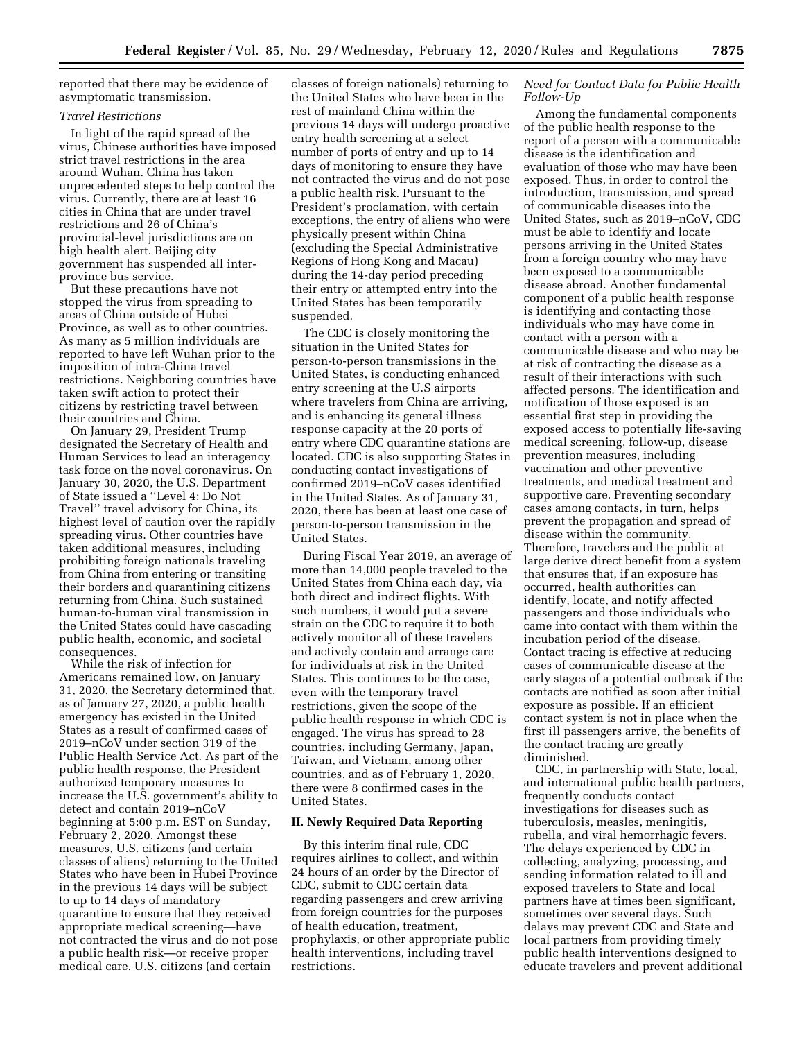reported that there may be evidence of asymptomatic transmission.

*Travel Restrictions*

In light of the rapid spread of the virus, Chinese authorities have imposed strict travel restrictions in the area around Wuhan. China has taken unprecedented steps to help control the virus. Currently, there are at least 16 cities in China that are under travel restrictions and 26 of China's provincial-level jurisdictions are on high health alert. Beijing city government has suspended all inter-province bus service.

But these precautions have not stopped the virus from spreading to areas of China outside of Hubei Province, as well as to other countries. As many as 5 million individuals are reported to have left Wuhan prior to the imposition of intra-China travel restrictions. Neighboring countries have taken swift action to protect their citizens by restricting travel between their countries and China.

On January 29, President Trump designated the Secretary of Health and Human Services to lead an interagency task force on the novel coronavirus. On January 30, 2020, the U.S. Department of State issued a ''Level 4: Do Not Travel'' travel advisory for China, its highest level of caution over the rapidly spreading virus. Other countries have taken additional measures, including prohibiting foreign nationals traveling from China from entering or transiting their borders and quarantining citizens returning from China. Such sustained human-to-human viral transmission in the United States could have cascading public health, economic, and societal consequences.

While the risk of infection for Americans remained low, on January 31, 2020, the Secretary determined that, as of January 27, 2020, a public health emergency has existed in the United States as a result of confirmed cases of 2019–nCoV under section 319 of the Public Health Service Act. As part of the public health response, the President authorized temporary measures to increase the U.S. government's ability to detect and contain 2019–nCoV beginning at 5:00 p.m. EST on Sunday, February 2, 2020. Amongst these measures, U.S. citizens (and certain classes of aliens) returning to the United States who have been in Hubei Province in the previous 14 days will be subject to up to 14 days of mandatory quarantine to ensure that they received appropriate medical screening—have not contracted the virus and do not pose a public health risk—or receive proper medical care. U.S. citizens (and certain classes of foreign nationals) returning to the United States who have been in the rest of mainland China within the previous 14 days will undergo proactive entry health screening at a select number of ports of entry and up to 14 days of monitoring to ensure they have not contracted the virus and do not pose a public health risk. Pursuant to the President's proclamation, with certain exceptions, the entry of aliens who were physically present within China (excluding the Special Administrative Regions of Hong Kong and Macau) during the 14-day period preceding their entry or attempted entry into the United States has been temporarily suspended.

The CDC is closely monitoring the situation in the United States for person-to-person transmissions in the United States, is conducting enhanced entry screening at the U.S airports where travelers from China are arriving, and is enhancing its general illness response capacity at the 20 ports of entry where CDC quarantine stations are located. CDC is also supporting States in conducting contact investigations of confirmed 2019–nCoV cases identified in the United States. As of January 31, 2020, there has been at least one case of person-to-person transmission in the United States.

During Fiscal Year 2019, an average of more than 14,000 people traveled to the United States from China each day, via both direct and indirect flights. With such numbers, it would put a severe strain on the CDC to require it to both actively monitor all of these travelers and actively contain and arrange care for individuals at risk in the United States. This continues to be the case, even with the temporary travel restrictions, given the scope of the public health response in which CDC is engaged. The virus has spread to 28 countries, including Germany, Japan, Taiwan, and Vietnam, among other countries, and as of February 1, 2020, there were 8 confirmed cases in the United States.

## II. Newly Required Data Reporting

By this interim final rule, CDC requires airlines to collect, and within 24 hours of an order by the Director of CDC, submit to CDC certain data regarding passengers and crew arriving from foreign countries for the purposes of health education, treatment, prophylaxis, or other appropriate public health interventions, including travel restrictions.

*Need for Contact Data for Public Health Follow-Up*

Among the fundamental components of the public health response to the report of a person with a communicable disease is the identification and evaluation of those who may have been exposed. Thus, in order to control the introduction, transmission, and spread of communicable diseases into the United States, such as 2019–nCoV, CDC must be able to identify and locate persons arriving in the United States from a foreign country who may have been exposed to a communicable disease abroad. Another fundamental component of a public health response is identifying and contacting those individuals who may have come in contact with a person with a communicable disease and who may be at risk of contracting the disease as a result of their interactions with such affected persons. The identification and notification of those exposed is an essential first step in providing the exposed access to potentially life-saving medical screening, follow-up, disease prevention measures, including vaccination and other preventive treatments, and medical treatment and supportive care. Preventing secondary cases among contacts, in turn, helps prevent the propagation and spread of disease within the community. Therefore, travelers and the public at large derive direct benefit from a system that ensures that, if an exposure has occurred, health authorities can identify, locate, and notify affected passengers and those individuals who came into contact with them within the incubation period of the disease. Contact tracing is effective at reducing cases of communicable disease at the early stages of a potential outbreak if the contacts are notified as soon after initial exposure as possible. If an efficient contact system is not in place when the first ill passengers arrive, the benefits of the contact tracing are greatly diminished.

CDC, in partnership with State, local, and international public health partners, frequently conducts contact investigations for diseases such as tuberculosis, measles, meningitis, rubella, and viral hemorrhagic fevers. The delays experienced by CDC in collecting, analyzing, processing, and sending information related to ill and exposed travelers to State and local partners have at times been significant, sometimes over several days. Such delays may prevent CDC and State and local partners from providing timely public health interventions designed to educate travelers and prevent additional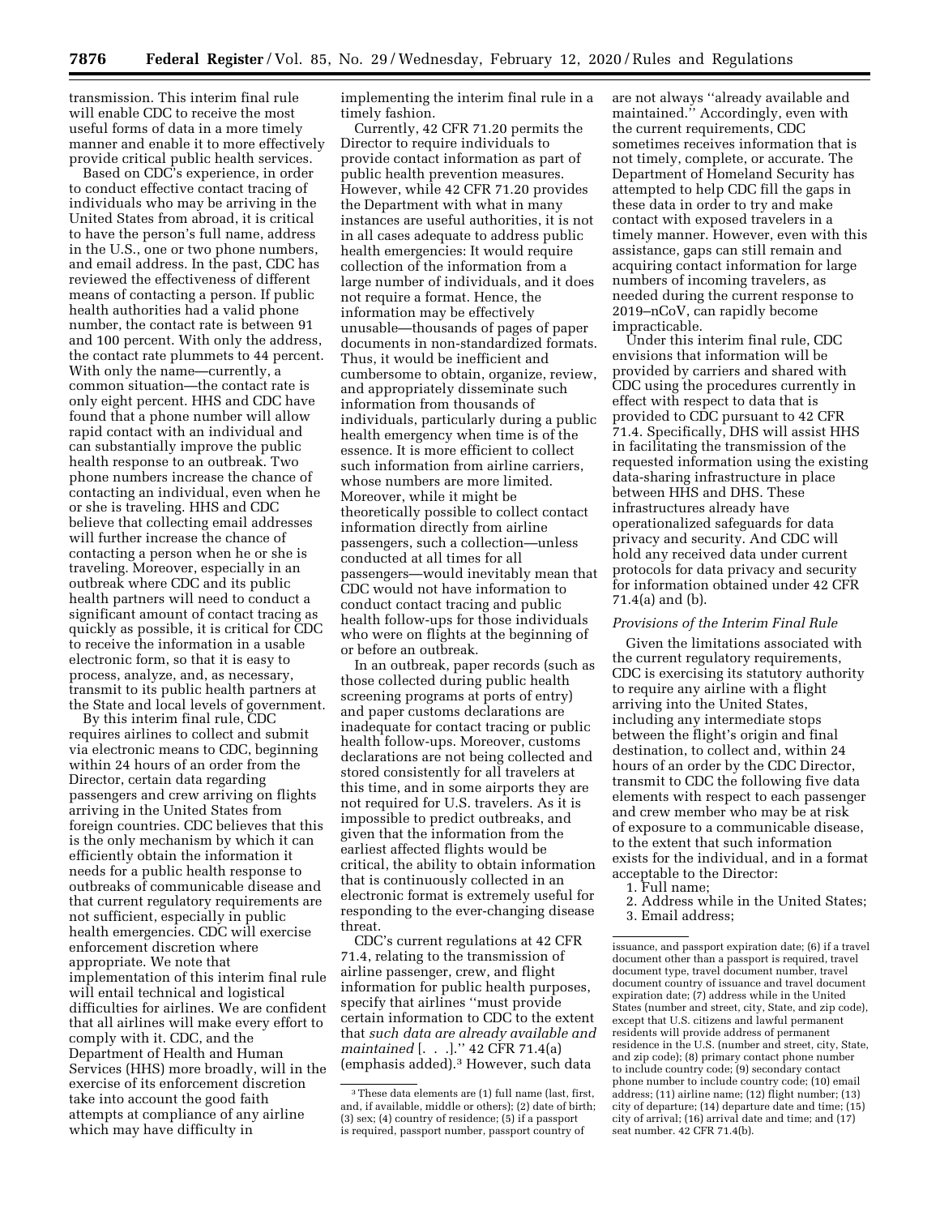transmission. This interim final rule will enable CDC to receive the most useful forms of data in a more timely manner and enable it to more effectively provide critical public health services.

Based on CDC's experience, in order to conduct effective contact tracing of individuals who may be arriving in the United States from abroad, it is critical to have the person's full name, address in the U.S., one or two phone numbers, and email address. In the past, CDC has reviewed the effectiveness of different means of contacting a person. If public health authorities had a valid phone number, the contact rate is between 91 and 100 percent. With only the address, the contact rate plummets to 44 percent. With only the name—currently, a common situation—the contact rate is only eight percent. HHS and CDC have found that a phone number will allow rapid contact with an individual and can substantially improve the public health response to an outbreak. Two phone numbers increase the chance of contacting an individual, even when he or she is traveling. HHS and CDC believe that collecting email addresses will further increase the chance of contacting a person when he or she is traveling. Moreover, especially in an outbreak where CDC and its public health partners will need to conduct a significant amount of contact tracing as quickly as possible, it is critical for CDC to receive the information in a usable electronic form, so that it is easy to process, analyze, and, as necessary, transmit to its public health partners at the State and local levels of government.

By this interim final rule, CDC requires airlines to collect and submit via electronic means to CDC, beginning within 24 hours of an order from the Director, certain data regarding passengers and crew arriving on flights arriving in the United States from foreign countries. CDC believes that this is the only mechanism by which it can efficiently obtain the information it needs for a public health response to outbreaks of communicable disease and that current regulatory requirements are not sufficient, especially in public health emergencies. CDC will exercise enforcement discretion where appropriate. We note that implementation of this interim final rule will entail technical and logistical difficulties for airlines. We are confident that all airlines will make every effort to comply with it. CDC, and the Department of Health and Human Services (HHS) more broadly, will in the exercise of its enforcement discretion take into account the good faith attempts at compliance of any airline which may have difficulty in implementing the interim final rule in a timely fashion.

Currently, 42 CFR 71.20 permits the Director to require individuals to provide contact information as part of public health prevention measures. However, while 42 CFR 71.20 provides the Department with what in many instances are useful authorities, it is not in all cases adequate to address public health emergencies: It would require collection of the information from a large number of individuals, and it does not require a format. Hence, the information may be effectively unusable—thousands of pages of paper documents in non-standardized formats. Thus, it would be inefficient and cumbersome to obtain, organize, review, and appropriately disseminate such information from thousands of individuals, particularly during a public health emergency when time is of the essence. It is more efficient to collect such information from airline carriers, whose numbers are more limited. Moreover, while it might be theoretically possible to collect contact information directly from airline passengers, such a collection—unless conducted at all times for all passengers—would inevitably mean that CDC would not have information to conduct contact tracing and public health follow-ups for those individuals who were on flights at the beginning of or before an outbreak.

In an outbreak, paper records (such as those collected during public health screening programs at ports of entry) and paper customs declarations are inadequate for contact tracing or public health follow-ups. Moreover, customs declarations are not being collected and stored consistently for all travelers at this time, and in some airports they are not required for U.S. travelers. As it is impossible to predict outbreaks, and given that the information from the earliest affected flights would be critical, the ability to obtain information that is continuously collected in an electronic format is extremely useful for responding to the ever-changing disease threat.

CDC's current regulations at 42 CFR 71.4, relating to the transmission of airline passenger, crew, and flight information for public health purposes, specify that airlines ''must provide certain information to CDC to the extent that *such data are already available and maintained* [. . .].'' 42 CFR 71.4(a) (emphasis added).[3] However, such data are not always ''already available and maintained.'' Accordingly, even with the current requirements, CDC sometimes receives information that is not timely, complete, or accurate. The Department of Homeland Security has attempted to help CDC fill the gaps in these data in order to try and make contact with exposed travelers in a timely manner. However, even with this assistance, gaps can still remain and acquiring contact information for large numbers of incoming travelers, as needed during the current response to 2019–nCoV, can rapidly become impracticable.

Under this interim final rule, CDC envisions that information will be provided by carriers and shared with CDC using the procedures currently in effect with respect to data that is provided to CDC pursuant to 42 CFR 71.4. Specifically, DHS will assist HHS in facilitating the transmission of the requested information using the existing data-sharing infrastructure in place between HHS and DHS. These infrastructures already have operationalized safeguards for data privacy and security. And CDC will hold any received data under current protocols for data privacy and security for information obtained under 42 CFR 71.4(a) and (b).

### *Provisions of the Interim Final Rule*

Given the limitations associated with the current regulatory requirements, CDC is exercising its statutory authority to require any airline with a flight arriving into the United States, including any intermediate stops between the flight's origin and final destination, to collect and, within 24 hours of an order by the CDC Director, transmit to CDC the following five data elements with respect to each passenger and crew member who may be at risk of exposure to a communicable disease, to the extent that such information exists for the individual, and in a format acceptable to the Director:

1. Full name;
2. Address while in the United States;
3. Email address;

---

[3] These data elements are (1) full name (last, first, and, if available, middle or others); (2) date of birth; (3) sex; (4) country of residence; (5) if a passport is required, passport number, passport country of issuance, and passport expiration date; (6) if a travel document other than a passport is required, travel document type, travel document number, travel document country of issuance and travel document expiration date; (7) address while in the United States (number and street, city, State, and zip code), except that U.S. citizens and lawful permanent residents will provide address of permanent residence in the U.S. (number and street, city, State, and zip code); (8) primary contact phone number to include country code; (9) secondary contact phone number to include country code; (10) email address; (11) airline name; (12) flight number; (13) city of departure; (14) departure date and time; (15) city of arrival; (16) arrival date and time; and (17) seat number. 42 CFR 71.4(b).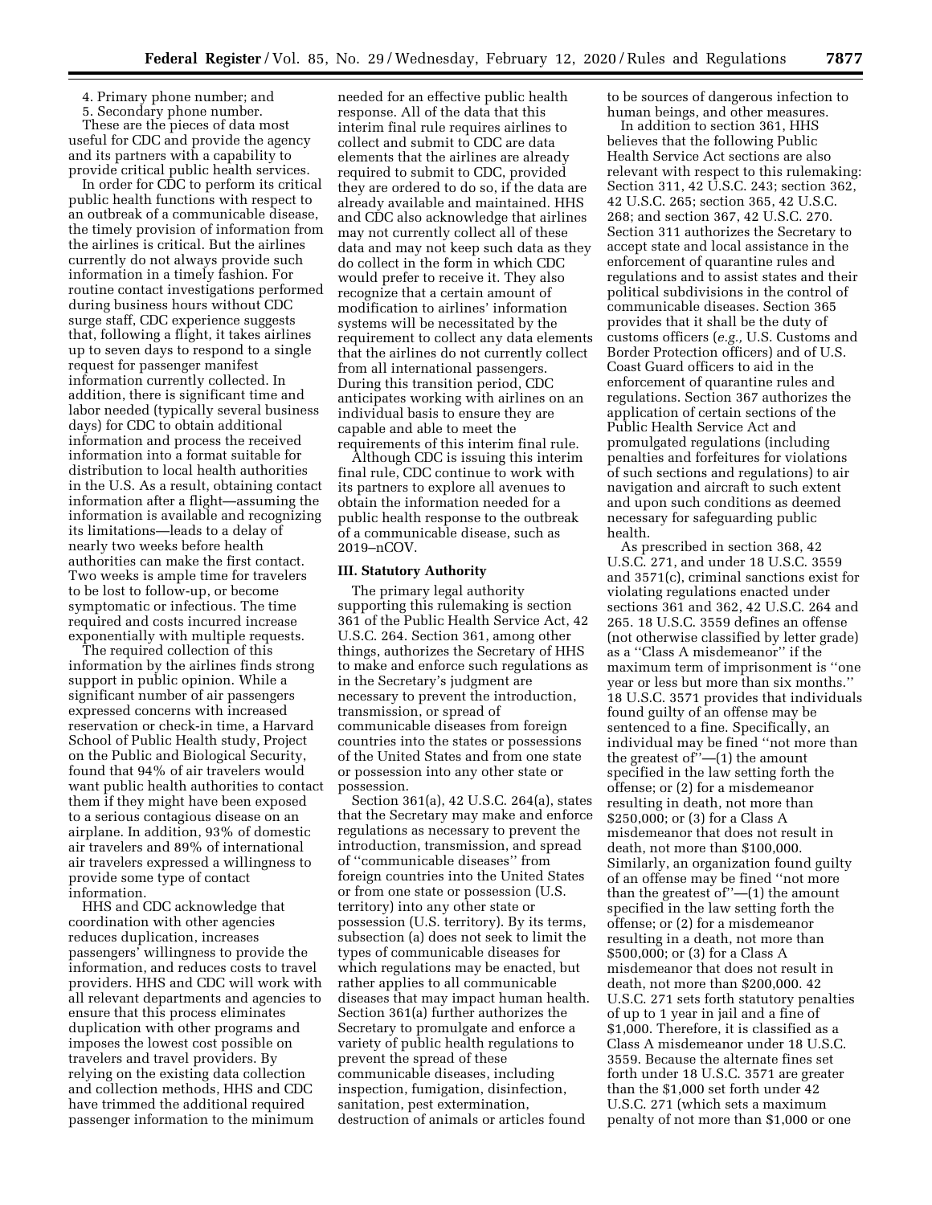4. Primary phone number; and
5. Secondary phone number.

These are the pieces of data most useful for CDC and provide the agency and its partners with a capability to provide critical public health services.

In order for CDC to perform its critical public health functions with respect to an outbreak of a communicable disease, the timely provision of information from the airlines is critical. But the airlines currently do not always provide such information in a timely fashion. For routine contact investigations performed during business hours without CDC surge staff, CDC experience suggests that, following a flight, it takes airlines up to seven days to respond to a single request for passenger manifest information currently collected. In addition, there is significant time and labor needed (typically several business days) for CDC to obtain additional information and process the received information into a format suitable for distribution to local health authorities in the U.S. As a result, obtaining contact information after a flight—assuming the information is available and recognizing its limitations—leads to a delay of nearly two weeks before health authorities can make the first contact. Two weeks is ample time for travelers to be lost to follow-up, or become symptomatic or infectious. The time required and costs incurred increase exponentially with multiple requests.

The required collection of this information by the airlines finds strong support in public opinion. While a significant number of air passengers expressed concerns with increased reservation or check-in time, a Harvard School of Public Health study, Project on the Public and Biological Security, found that 94% of air travelers would want public health authorities to contact them if they might have been exposed to a serious contagious disease on an airplane. In addition, 93% of domestic air travelers and 89% of international air travelers expressed a willingness to provide some type of contact information.

HHS and CDC acknowledge that coordination with other agencies reduces duplication, increases passengers' willingness to provide the information, and reduces costs to travel providers. HHS and CDC will work with all relevant departments and agencies to ensure that this process eliminates duplication with other programs and imposes the lowest cost possible on travelers and travel providers. By relying on the existing data collection and collection methods, HHS and CDC have trimmed the additional required passenger information to the minimum needed for an effective public health response. All of the data that this interim final rule requires airlines to collect and submit to CDC are data elements that the airlines are already required to submit to CDC, provided they are ordered to do so, if the data are already available and maintained. HHS and CDC also acknowledge that airlines may not currently collect all of these data and may not keep such data as they do collect in the form in which CDC would prefer to receive it. They also recognize that a certain amount of modification to airlines' information systems will be necessitated by the requirement to collect any data elements that the airlines do not currently collect from all international passengers. During this transition period, CDC anticipates working with airlines on an individual basis to ensure they are capable and able to meet the requirements of this interim final rule.

Although CDC is issuing this interim final rule, CDC continue to work with its partners to explore all avenues to obtain the information needed for a public health response to the outbreak of a communicable disease, such as 2019–nCOV.

## III. Statutory Authority

The primary legal authority supporting this rulemaking is section 361 of the Public Health Service Act, 42 U.S.C. 264. Section 361, among other things, authorizes the Secretary of HHS to make and enforce such regulations as in the Secretary's judgment are necessary to prevent the introduction, transmission, or spread of communicable diseases from foreign countries into the states or possessions of the United States and from one state or possession into any other state or possession.

Section 361(a), 42 U.S.C. 264(a), states that the Secretary may make and enforce regulations as necessary to prevent the introduction, transmission, and spread of "communicable diseases" from foreign countries into the United States or from one state or possession (U.S. territory) into any other state or possession (U.S. territory). By its terms, subsection (a) does not seek to limit the types of communicable diseases for which regulations may be enacted, but rather applies to all communicable diseases that may impact human health. Section 361(a) further authorizes the Secretary to promulgate and enforce a variety of public health regulations to prevent the spread of these communicable diseases, including inspection, fumigation, disinfection, sanitation, pest extermination, destruction of animals or articles found to be sources of dangerous infection to human beings, and other measures.

In addition to section 361, HHS believes that the following Public Health Service Act sections are also relevant with respect to this rulemaking: Section 311, 42 U.S.C. 243; section 362, 42 U.S.C. 265; section 365, 42 U.S.C. 268; and section 367, 42 U.S.C. 270. Section 311 authorizes the Secretary to accept state and local assistance in the enforcement of quarantine rules and regulations and to assist states and their political subdivisions in the control of communicable diseases. Section 365 provides that it shall be the duty of customs officers (*e.g.,* U.S. Customs and Border Protection officers) and of U.S. Coast Guard officers to aid in the enforcement of quarantine rules and regulations. Section 367 authorizes the application of certain sections of the Public Health Service Act and promulgated regulations (including penalties and forfeitures for violations of such sections and regulations) to air navigation and aircraft to such extent and upon such conditions as deemed necessary for safeguarding public health.

As prescribed in section 368, 42 U.S.C. 271, and under 18 U.S.C. 3559 and 3571(c), criminal sanctions exist for violating regulations enacted under sections 361 and 362, 42 U.S.C. 264 and 265. 18 U.S.C. 3559 defines an offense (not otherwise classified by letter grade) as a "Class A misdemeanor" if the maximum term of imprisonment is "one year or less but more than six months." 18 U.S.C. 3571 provides that individuals found guilty of an offense may be sentenced to a fine. Specifically, an individual may be fined "not more than the greatest of"—(1) the amount specified in the law setting forth the offense; or (2) for a misdemeanor resulting in death, not more than \$250,000; or (3) for a Class A misdemeanor that does not result in death, not more than \$100,000. Similarly, an organization found guilty of an offense may be fined "not more than the greatest of"—(1) the amount specified in the law setting forth the offense; or (2) for a misdemeanor resulting in a death, not more than \$500,000; or (3) for a Class A misdemeanor that does not result in death, not more than \$200,000. 42 U.S.C. 271 sets forth statutory penalties of up to 1 year in jail and a fine of \$1,000. Therefore, it is classified as a Class A misdemeanor under 18 U.S.C. 3559. Because the alternate fines set forth under 18 U.S.C. 3571 are greater than the \$1,000 set forth under 42 U.S.C. 271 (which sets a maximum penalty of not more than \$1,000 or one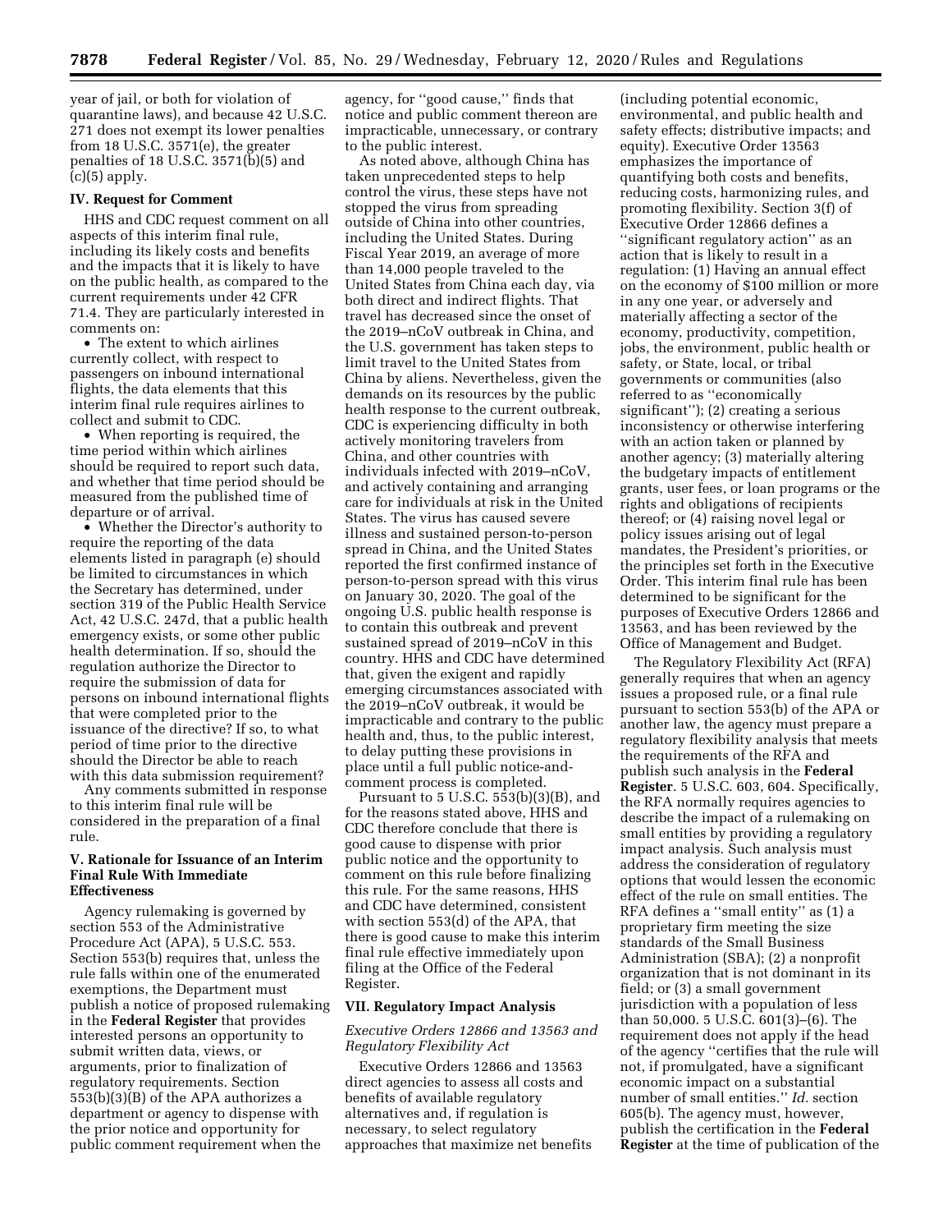year of jail, or both for violation of quarantine laws), and because 42 U.S.C. 271 does not exempt its lower penalties from 18 U.S.C. 3571(e), the greater penalties of 18 U.S.C. 3571(b)(5) and (c)(5) apply.

### IV. Request for Comment

HHS and CDC request comment on all aspects of this interim final rule, including its likely costs and benefits and the impacts that it is likely to have on the public health, as compared to the current requirements under 42 CFR 71.4. They are particularly interested in comments on:

- The extent to which airlines currently collect, with respect to passengers on inbound international flights, the data elements that this interim final rule requires airlines to collect and submit to CDC.
- When reporting is required, the time period within which airlines should be required to report such data, and whether that time period should be measured from the published time of departure or of arrival.
- Whether the Director's authority to require the reporting of the data elements listed in paragraph (e) should be limited to circumstances in which the Secretary has determined, under section 319 of the Public Health Service Act, 42 U.S.C. 247d, that a public health emergency exists, or some other public health determination. If so, should the regulation authorize the Director to require the submission of data for persons on inbound international flights that were completed prior to the issuance of the directive? If so, to what period of time prior to the directive should the Director be able to reach with this data submission requirement?

Any comments submitted in response to this interim final rule will be considered in the preparation of a final rule.

### V. Rationale for Issuance of an Interim Final Rule With Immediate Effectiveness

Agency rulemaking is governed by section 553 of the Administrative Procedure Act (APA), 5 U.S.C. 553. Section 553(b) requires that, unless the rule falls within one of the enumerated exemptions, the Department must publish a notice of proposed rulemaking in the **Federal Register** that provides interested persons an opportunity to submit written data, views, or arguments, prior to finalization of regulatory requirements. Section 553(b)(3)(B) of the APA authorizes a department or agency to dispense with the prior notice and opportunity for public comment requirement when the agency, for "good cause," finds that notice and public comment thereon are impracticable, unnecessary, or contrary to the public interest.

As noted above, although China has taken unprecedented steps to help control the virus, these steps have not stopped the virus from spreading outside of China into other countries, including the United States. During Fiscal Year 2019, an average of more than 14,000 people traveled to the United States from China each day, via both direct and indirect flights. That travel has decreased since the onset of the 2019–nCoV outbreak in China, and the U.S. government has taken steps to limit travel to the United States from China by aliens. Nevertheless, given the demands on its resources by the public health response to the current outbreak, CDC is experiencing difficulty in both actively monitoring travelers from China, and other countries with individuals infected with 2019–nCoV, and actively containing and arranging care for individuals at risk in the United States. The virus has caused severe illness and sustained person-to-person spread in China, and the United States reported the first confirmed instance of person-to-person spread with this virus on January 30, 2020. The goal of the ongoing U.S. public health response is to contain this outbreak and prevent sustained spread of 2019–nCoV in this country. HHS and CDC have determined that, given the exigent and rapidly emerging circumstances associated with the 2019–nCoV outbreak, it would be impracticable and contrary to the public health and, thus, to the public interest, to delay putting these provisions in place until a full public notice-and-comment process is completed.

Pursuant to 5 U.S.C. 553(b)(3)(B), and for the reasons stated above, HHS and CDC therefore conclude that there is good cause to dispense with prior public notice and the opportunity to comment on this rule before finalizing this rule. For the same reasons, HHS and CDC have determined, consistent with section 553(d) of the APA, that there is good cause to make this interim final rule effective immediately upon filing at the Office of the Federal Register.

### VII. Regulatory Impact Analysis

#### *Executive Orders 12866 and 13563 and Regulatory Flexibility Act*

Executive Orders 12866 and 13563 direct agencies to assess all costs and benefits of available regulatory alternatives and, if regulation is necessary, to select regulatory approaches that maximize net benefits (including potential economic, environmental, and public health and safety effects; distributive impacts; and equity). Executive Order 13563 emphasizes the importance of quantifying both costs and benefits, reducing costs, harmonizing rules, and promoting flexibility. Section 3(f) of Executive Order 12866 defines a "significant regulatory action" as an action that is likely to result in a regulation: (1) Having an annual effect on the economy of $100 million or more in any one year, or adversely and materially affecting a sector of the economy, productivity, competition, jobs, the environment, public health or safety, or State, local, or tribal governments or communities (also referred to as "economically significant"); (2) creating a serious inconsistency or otherwise interfering with an action taken or planned by another agency; (3) materially altering the budgetary impacts of entitlement grants, user fees, or loan programs or the rights and obligations of recipients thereof; or (4) raising novel legal or policy issues arising out of legal mandates, the President's priorities, or the principles set forth in the Executive Order. This interim final rule has been determined to be significant for the purposes of Executive Orders 12866 and 13563, and has been reviewed by the Office of Management and Budget.

The Regulatory Flexibility Act (RFA) generally requires that when an agency issues a proposed rule, or a final rule pursuant to section 553(b) of the APA or another law, the agency must prepare a regulatory flexibility analysis that meets the requirements of the RFA and publish such analysis in the **Federal Register**. 5 U.S.C. 603, 604. Specifically, the RFA normally requires agencies to describe the impact of a rulemaking on small entities by providing a regulatory impact analysis. Such analysis must address the consideration of regulatory options that would lessen the economic effect of the rule on small entities. The RFA defines a "small entity" as (1) a proprietary firm meeting the size standards of the Small Business Administration (SBA); (2) a nonprofit organization that is not dominant in its field; or (3) a small government jurisdiction with a population of less than 50,000. 5 U.S.C. 601(3)–(6). The requirement does not apply if the head of the agency "certifies that the rule will not, if promulgated, have a significant economic impact on a substantial number of small entities." *Id.* section 605(b). The agency must, however, publish the certification in the **Federal Register** at the time of publication of the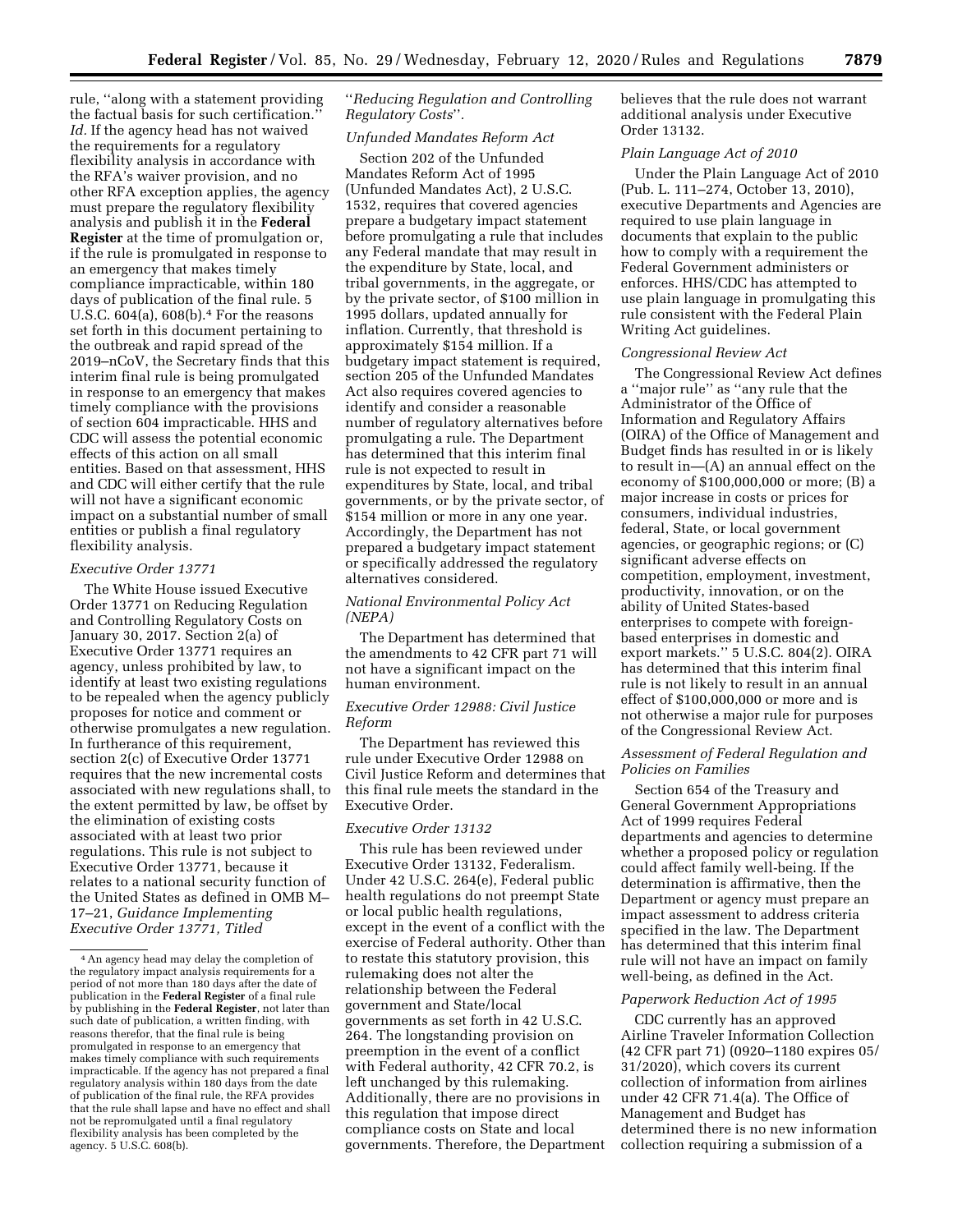rule, "along with a statement providing the factual basis for such certification." *Id.* If the agency head has not waived the requirements for a regulatory flexibility analysis in accordance with the RFA's waiver provision, and no other RFA exception applies, the agency must prepare the regulatory flexibility analysis and publish it in the **Federal Register** at the time of promulgation or, if the rule is promulgated in response to an emergency that makes timely compliance impracticable, within 180 days of publication of the final rule. 5 U.S.C. 604(a), 608(b).[4] For the reasons set forth in this document pertaining to the outbreak and rapid spread of the 2019–nCoV, the Secretary finds that this interim final rule is being promulgated in response to an emergency that makes timely compliance with the provisions of section 604 impracticable. HHS and CDC will assess the potential economic effects of this action on all small entities. Based on that assessment, HHS and CDC will either certify that the rule will not have a significant economic impact on a substantial number of small entities or publish a final regulatory flexibility analysis.

### *Executive Order 13771*

The White House issued Executive Order 13771 on Reducing Regulation and Controlling Regulatory Costs on January 30, 2017. Section 2(a) of Executive Order 13771 requires an agency, unless prohibited by law, to identify at least two existing regulations to be repealed when the agency publicly proposes for notice and comment or otherwise promulgates a new regulation. In furtherance of this requirement, section 2(c) of Executive Order 13771 requires that the new incremental costs associated with new regulations shall, to the extent permitted by law, be offset by the elimination of existing costs associated with at least two prior regulations. This rule is not subject to Executive Order 13771, because it relates to a national security function of the United States as defined in OMB M–17–21, *Guidance Implementing Executive Order 13771, Titled "Reducing Regulation and Controlling Regulatory Costs".*

### *Unfunded Mandates Reform Act*

Section 202 of the Unfunded Mandates Reform Act of 1995 (Unfunded Mandates Act), 2 U.S.C. 1532, requires that covered agencies prepare a budgetary impact statement before promulgating a rule that includes any Federal mandate that may result in the expenditure by State, local, and tribal governments, in the aggregate, or by the private sector, of $100 million in 1995 dollars, updated annually for inflation. Currently, that threshold is approximately $154 million. If a budgetary impact statement is required, section 205 of the Unfunded Mandates Act also requires covered agencies to identify and consider a reasonable number of regulatory alternatives before promulgating a rule. The Department has determined that this interim final rule is not expected to result in expenditures by State, local, and tribal governments, or by the private sector, of $154 million or more in any one year. Accordingly, the Department has not prepared a budgetary impact statement or specifically addressed the regulatory alternatives considered.

### *National Environmental Policy Act (NEPA)*

The Department has determined that the amendments to 42 CFR part 71 will not have a significant impact on the human environment.

### *Executive Order 12988: Civil Justice Reform*

The Department has reviewed this rule under Executive Order 12988 on Civil Justice Reform and determines that this final rule meets the standard in the Executive Order.

### *Executive Order 13132*

This rule has been reviewed under Executive Order 13132, Federalism. Under 42 U.S.C. 264(e), Federal public health regulations do not preempt State or local public health regulations, except in the event of a conflict with the exercise of Federal authority. Other than to restate this statutory provision, this rulemaking does not alter the relationship between the Federal government and State/local governments as set forth in 42 U.S.C. 264. The longstanding provision on preemption in the event of a conflict with Federal authority, 42 CFR 70.2, is left unchanged by this rulemaking. Additionally, there are no provisions in this regulation that impose direct compliance costs on State and local governments. Therefore, the Department believes that the rule does not warrant additional analysis under Executive Order 13132.

### *Plain Language Act of 2010*

Under the Plain Language Act of 2010 (Pub. L. 111–274, October 13, 2010), executive Departments and Agencies are required to use plain language in documents that explain to the public how to comply with a requirement the Federal Government administers or enforces. HHS/CDC has attempted to use plain language in promulgating this rule consistent with the Federal Plain Writing Act guidelines.

### *Congressional Review Act*

The Congressional Review Act defines a "major rule" as "any rule that the Administrator of the Office of Information and Regulatory Affairs (OIRA) of the Office of Management and Budget finds has resulted in or is likely to result in—(A) an annual effect on the economy of $100,000,000 or more; (B) a major increase in costs or prices for consumers, individual industries, federal, State, or local government agencies, or geographic regions; or (C) significant adverse effects on competition, employment, investment, productivity, innovation, or on the ability of United States-based enterprises to compete with foreign-based enterprises in domestic and export markets." 5 U.S.C. 804(2). OIRA has determined that this interim final rule is not likely to result in an annual effect of $100,000,000 or more and is not otherwise a major rule for purposes of the Congressional Review Act.

### *Assessment of Federal Regulation and Policies on Families*

Section 654 of the Treasury and General Government Appropriations Act of 1999 requires Federal departments and agencies to determine whether a proposed policy or regulation could affect family well-being. If the determination is affirmative, then the Department or agency must prepare an impact assessment to address criteria specified in the law. The Department has determined that this interim final rule will not have an impact on family well-being, as defined in the Act.

### *Paperwork Reduction Act of 1995*

CDC currently has an approved Airline Traveler Information Collection (42 CFR part 71) (0920–1180 expires 05/31/2020), which covers its current collection of information from airlines under 42 CFR 71.4(a). The Office of Management and Budget has determined there is no new information collection requiring a submission of a

---

[4] An agency head may delay the completion of the regulatory impact analysis requirements for a period of not more than 180 days after the date of publication in the **Federal Register** of a final rule by publishing in the **Federal Register**, not later than such date of publication, a written finding, with reasons therefor, that the final rule is being promulgated in response to an emergency that makes timely compliance with such requirements impracticable. If the agency has not prepared a final regulatory analysis within 180 days from the date of publication of the final rule, the RFA provides that the rule shall lapse and have no effect and shall not be repromulgated until a final regulatory flexibility analysis has been completed by the agency. 5 U.S.C. 608(b).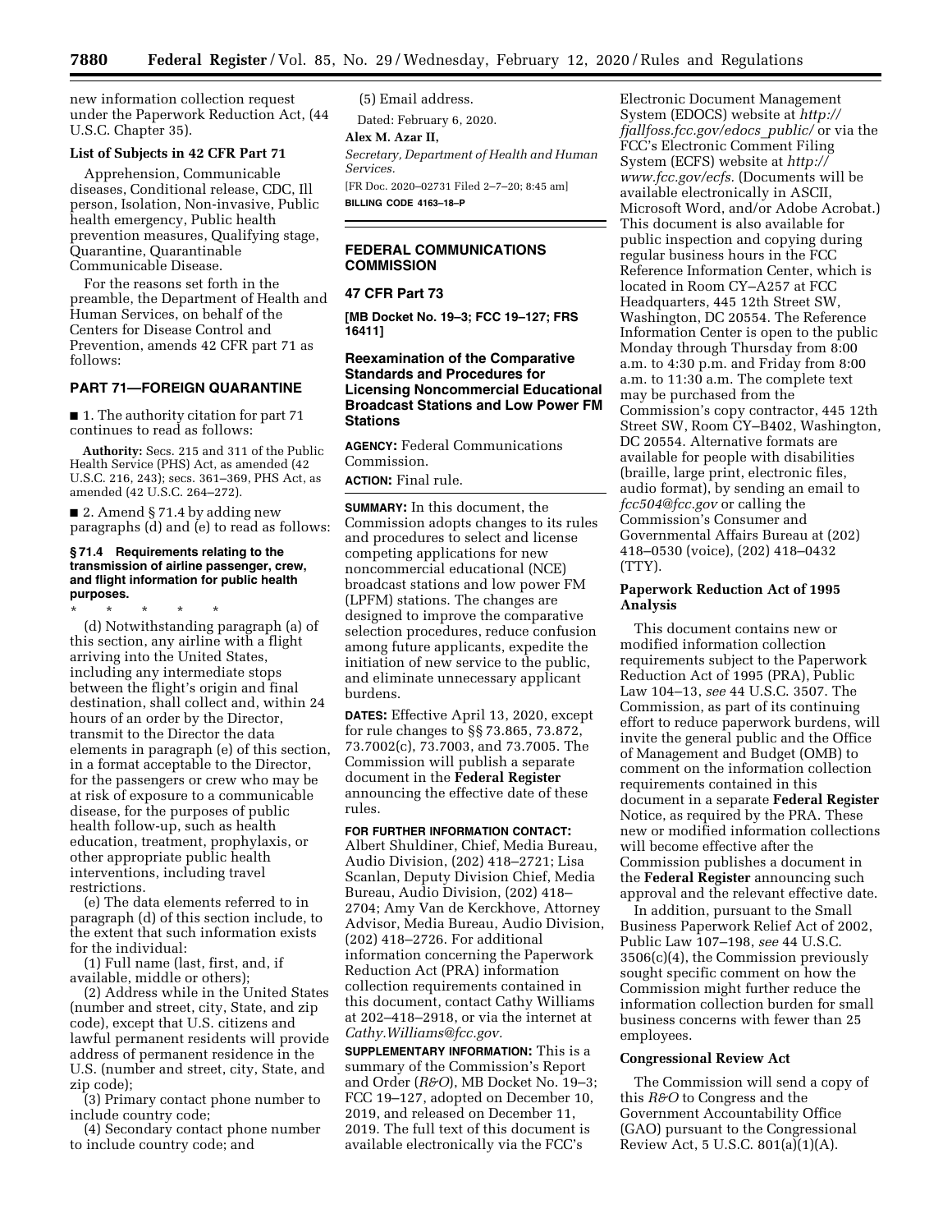new information collection request under the Paperwork Reduction Act, (44 U.S.C. Chapter 35).

**List of Subjects in 42 CFR Part 71**

Apprehension, Communicable diseases, Conditional release, CDC, Ill person, Isolation, Non-invasive, Public health emergency, Public health prevention measures, Qualifying stage, Quarantine, Quarantinable Communicable Disease.

For the reasons set forth in the preamble, the Department of Health and Human Services, on behalf of the Centers for Disease Control and Prevention, amends 42 CFR part 71 as follows:

## PART 71—FOREIGN QUARANTINE

■ 1. The authority citation for part 71 continues to read as follows:

**Authority:** Secs. 215 and 311 of the Public Health Service (PHS) Act, as amended (42 U.S.C. 216, 243); secs. 361–369, PHS Act, as amended (42 U.S.C. 264–272).

■ 2. Amend § 71.4 by adding new paragraphs (d) and (e) to read as follows:

**§ 71.4 Requirements relating to the transmission of airline passenger, crew, and flight information for public health purposes.**

\* \* \* \* \*

(d) Notwithstanding paragraph (a) of this section, any airline with a flight arriving into the United States, including any intermediate stops between the flight's origin and final destination, shall collect and, within 24 hours of an order by the Director, transmit to the Director the data elements in paragraph (e) of this section, in a format acceptable to the Director, for the passengers or crew who may be at risk of exposure to a communicable disease, for the purposes of public health follow-up, such as health education, treatment, prophylaxis, or other appropriate public health interventions, including travel restrictions.

(e) The data elements referred to in paragraph (d) of this section include, to the extent that such information exists for the individual:

(1) Full name (last, first, and, if available, middle or others);

(2) Address while in the United States (number and street, city, State, and zip code), except that U.S. citizens and lawful permanent residents will provide address of permanent residence in the U.S. (number and street, city, State, and zip code);

(3) Primary contact phone number to include country code;

(4) Secondary contact phone number to include country code; and

(5) Email address.

Dated: February 6, 2020.

**Alex M. Azar II,**

*Secretary, Department of Health and Human Services.*

[FR Doc. 2020–02731 Filed 2–7–20; 8:45 am]

**BILLING CODE 4163–18–P**

## FEDERAL COMMUNICATIONS COMMISSION

### 47 CFR Part 73

**[MB Docket No. 19–3; FCC 19–127; FRS 16411]**

### Reexamination of the Comparative Standards and Procedures for Licensing Noncommercial Educational Broadcast Stations and Low Power FM Stations

**AGENCY:** Federal Communications Commission.

**ACTION:** Final rule.

**SUMMARY:** In this document, the Commission adopts changes to its rules and procedures to select and license competing applications for new noncommercial educational (NCE) broadcast stations and low power FM (LPFM) stations. The changes are designed to improve the comparative selection procedures, reduce confusion among future applicants, expedite the initiation of new service to the public, and eliminate unnecessary applicant burdens.

**DATES:** Effective April 13, 2020, except for rule changes to §§ 73.865, 73.872, 73.7002(c), 73.7003, and 73.7005. The Commission will publish a separate document in the **Federal Register** announcing the effective date of these rules.

**FOR FURTHER INFORMATION CONTACT:** Albert Shuldiner, Chief, Media Bureau, Audio Division, (202) 418–2721; Lisa Scanlan, Deputy Division Chief, Media Bureau, Audio Division, (202) 418–2704; Amy Van de Kerckhove, Attorney Advisor, Media Bureau, Audio Division, (202) 418–2726. For additional information concerning the Paperwork Reduction Act (PRA) information collection requirements contained in this document, contact Cathy Williams at 202–418–2918, or via the internet at *Cathy.Williams@fcc.gov.*

**SUPPLEMENTARY INFORMATION:** This is a summary of the Commission's Report and Order (*R&O*), MB Docket No. 19–3; FCC 19–127, adopted on December 10, 2019, and released on December 11, 2019. The full text of this document is available electronically via the FCC's Electronic Document Management System (EDOCS) website at *http://fjallfoss.fcc.gov/edocs_public/* or via the FCC's Electronic Comment Filing System (ECFS) website at *http://www.fcc.gov/ecfs.* (Documents will be available electronically in ASCII, Microsoft Word, and/or Adobe Acrobat.) This document is also available for public inspection and copying during regular business hours in the FCC Reference Information Center, which is located in Room CY–A257 at FCC Headquarters, 445 12th Street SW, Washington, DC 20554. The Reference Information Center is open to the public Monday through Thursday from 8:00 a.m. to 4:30 p.m. and Friday from 8:00 a.m. to 11:30 a.m. The complete text may be purchased from the Commission's copy contractor, 445 12th Street SW, Room CY–B402, Washington, DC 20554. Alternative formats are available for people with disabilities (braille, large print, electronic files, audio format), by sending an email to *fcc504@fcc.gov* or calling the Commission's Consumer and Governmental Affairs Bureau at (202) 418–0530 (voice), (202) 418–0432 (TTY).

#### Paperwork Reduction Act of 1995 Analysis

This document contains new or modified information collection requirements subject to the Paperwork Reduction Act of 1995 (PRA), Public Law 104–13, *see* 44 U.S.C. 3507. The Commission, as part of its continuing effort to reduce paperwork burdens, will invite the general public and the Office of Management and Budget (OMB) to comment on the information collection requirements contained in this document in a separate **Federal Register** Notice, as required by the PRA. These new or modified information collections will become effective after the Commission publishes a document in the **Federal Register** announcing such approval and the relevant effective date.

In addition, pursuant to the Small Business Paperwork Relief Act of 2002, Public Law 107–198, *see* 44 U.S.C. 3506(c)(4), the Commission previously sought specific comment on how the Commission might further reduce the information collection burden for small business concerns with fewer than 25 employees.

#### Congressional Review Act

The Commission will send a copy of this *R&O* to Congress and the Government Accountability Office (GAO) pursuant to the Congressional Review Act, 5 U.S.C. 801(a)(1)(A).